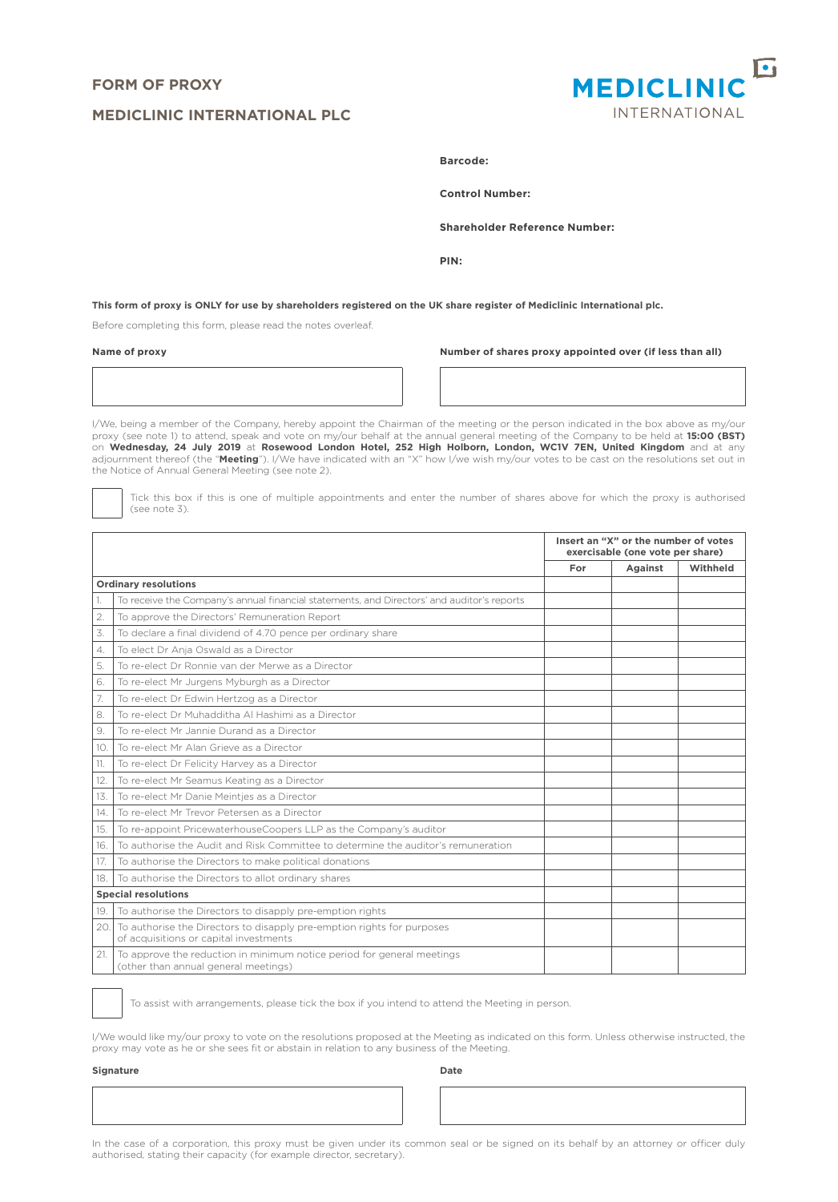# FORM OF PROXY

## MEDICLINIC INTERNATIONAL PLC

MEDICLINIC INTERNATIONAL

**Barcode:**

**Control Number:**

**Shareholder Reference Number:**

**PIN:**

**This form of proxy is ONLY for use by shareholders registered on the UK share register of Mediclinic International plc.**

Before completing this form, please read the notes overleaf.

| **Name of proxy** | **Number of shares proxy appointed over (if less than all)** |
|---|---|
| | |

I/We, being a member of the Company, hereby appoint the Chairman of the meeting or the person indicated in the box above as my/our proxy (see note 1) to attend, speak and vote on my/our behalf at the annual general meeting of the Company to be held at **15:00 (BST)** on **Wednesday, 24 July 2019** at **Rosewood London Hotel, 252 High Holborn, London, WC1V 7EN, United Kingdom** and at any adjournment thereof (the "**Meeting**"). I/We have indicated with an "X" how I/we wish my/our votes to be cast on the resolutions set out in the Notice of Annual General Meeting (see note 2).

☐ Tick this box if this is one of multiple appointments and enter the number of shares above for which the proxy is authorised (see note 3).

| | | **Insert an "X" or the number of votes exercisable (one vote per share)** | | |
|---|---|---|---|---|
| | | **For** | **Against** | **Withheld** |
| **Ordinary resolutions** | | | | |
| 1. | To receive the Company's annual financial statements, and Directors' and auditor's reports | | | |
| 2. | To approve the Directors' Remuneration Report | | | |
| 3. | To declare a final dividend of 4.70 pence per ordinary share | | | |
| 4. | To elect Dr Anja Oswald as a Director | | | |
| 5. | To re-elect Dr Ronnie van der Merwe as a Director | | | |
| 6. | To re-elect Mr Jurgens Myburgh as a Director | | | |
| 7. | To re-elect Dr Edwin Hertzog as a Director | | | |
| 8. | To re-elect Dr Muhadditha Al Hashimi as a Director | | | |
| 9. | To re-elect Mr Jannie Durand as a Director | | | |
| 10. | To re-elect Mr Alan Grieve as a Director | | | |
| 11. | To re-elect Dr Felicity Harvey as a Director | | | |
| 12. | To re-elect Mr Seamus Keating as a Director | | | |
| 13. | To re-elect Mr Danie Meintjes as a Director | | | |
| 14. | To re-elect Mr Trevor Petersen as a Director | | | |
| 15. | To re-appoint PricewaterhouseCoopers LLP as the Company's auditor | | | |
| 16. | To authorise the Audit and Risk Committee to determine the auditor's remuneration | | | |
| 17. | To authorise the Directors to make political donations | | | |
| 18. | To authorise the Directors to allot ordinary shares | | | |
| **Special resolutions** | | | | |
| 19. | To authorise the Directors to disapply pre-emption rights | | | |
| 20. | To authorise the Directors to disapply pre-emption rights for purposes of acquisitions or capital investments | | | |
| 21. | To approve the reduction in minimum notice period for general meetings (other than annual general meetings) | | | |

☐ To assist with arrangements, please tick the box if you intend to attend the Meeting in person.

I/We would like my/our proxy to vote on the resolutions proposed at the Meeting as indicated on this form. Unless otherwise instructed, the proxy may vote as he or she sees fit or abstain in relation to any business of the Meeting.

| **Signature** | **Date** |
|---|---|
| | |

In the case of a corporation, this proxy must be given under its common seal or be signed on its behalf by an attorney or officer duly authorised, stating their capacity (for example director, secretary).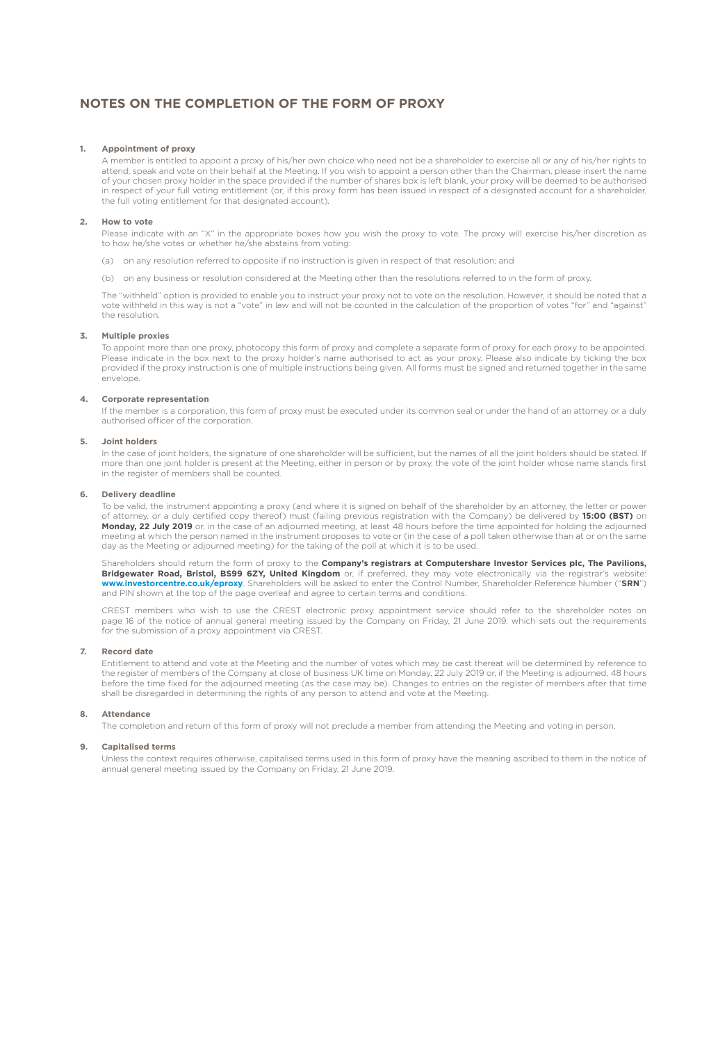# NOTES ON THE COMPLETION OF THE FORM OF PROXY

**1. Appointment of proxy**

A member is entitled to appoint a proxy of his/her own choice who need not be a shareholder to exercise all or any of his/her rights to attend, speak and vote on their behalf at the Meeting. If you wish to appoint a person other than the Chairman, please insert the name of your chosen proxy holder in the space provided if the number of shares box is left blank, your proxy will be deemed to be authorised in respect of your full voting entitlement (or, if this proxy form has been issued in respect of a designated account for a shareholder, the full voting entitlement for that designated account).

**2. How to vote**

Please indicate with an "X" in the appropriate boxes how you wish the proxy to vote. The proxy will exercise his/her discretion as to how he/she votes or whether he/she abstains from voting:

(a) on any resolution referred to opposite if no instruction is given in respect of that resolution; and

(b) on any business or resolution considered at the Meeting other than the resolutions referred to in the form of proxy.

The "withheld" option is provided to enable you to instruct your proxy not to vote on the resolution. However, it should be noted that a vote withheld in this way is not a "vote" in law and will not be counted in the calculation of the proportion of votes "for" and "against" the resolution.

**3. Multiple proxies**

To appoint more than one proxy, photocopy this form of proxy and complete a separate form of proxy for each proxy to be appointed. Please indicate in the box next to the proxy holder's name authorised to act as your proxy. Please also indicate by ticking the box provided if the proxy instruction is one of multiple instructions being given. All forms must be signed and returned together in the same envelope.

**4. Corporate representation**

If the member is a corporation, this form of proxy must be executed under its common seal or under the hand of an attorney or a duly authorised officer of the corporation.

**5. Joint holders**

In the case of joint holders, the signature of one shareholder will be sufficient, but the names of all the joint holders should be stated. If more than one joint holder is present at the Meeting, either in person or by proxy, the vote of the joint holder whose name stands first in the register of members shall be counted.

**6. Delivery deadline**

To be valid, the instrument appointing a proxy (and where it is signed on behalf of the shareholder by an attorney, the letter or power of attorney, or a duly certified copy thereof) must (failing previous registration with the Company) be delivered by **15:00 (BST)** on **Monday, 22 July 2019** or, in the case of an adjourned meeting, at least 48 hours before the time appointed for holding the adjourned meeting at which the person named in the instrument proposes to vote or (in the case of a poll taken otherwise than at or on the same day as the Meeting or adjourned meeting) for the taking of the poll at which it is to be used.

Shareholders should return the form of proxy to the **Company's registrars at Computershare Investor Services plc, The Pavilions, Bridgewater Road, Bristol, BS99 6ZY, United Kingdom** or, if preferred, they may vote electronically via the registrar's website: **www.investorcentre.co.uk/eproxy**. Shareholders will be asked to enter the Control Number, Shareholder Reference Number ("**SRN**") and PIN shown at the top of the page overleaf and agree to certain terms and conditions.

CREST members who wish to use the CREST electronic proxy appointment service should refer to the shareholder notes on page 16 of the notice of annual general meeting issued by the Company on Friday, 21 June 2019, which sets out the requirements for the submission of a proxy appointment via CREST.

**7. Record date**

Entitlement to attend and vote at the Meeting and the number of votes which may be cast thereat will be determined by reference to the register of members of the Company at close of business UK time on Monday, 22 July 2019 or, if the Meeting is adjourned, 48 hours before the time fixed for the adjourned meeting (as the case may be). Changes to entries on the register of members after that time shall be disregarded in determining the rights of any person to attend and vote at the Meeting.

**8. Attendance**

The completion and return of this form of proxy will not preclude a member from attending the Meeting and voting in person.

**9. Capitalised terms**

Unless the context requires otherwise, capitalised terms used in this form of proxy have the meaning ascribed to them in the notice of annual general meeting issued by the Company on Friday, 21 June 2019.